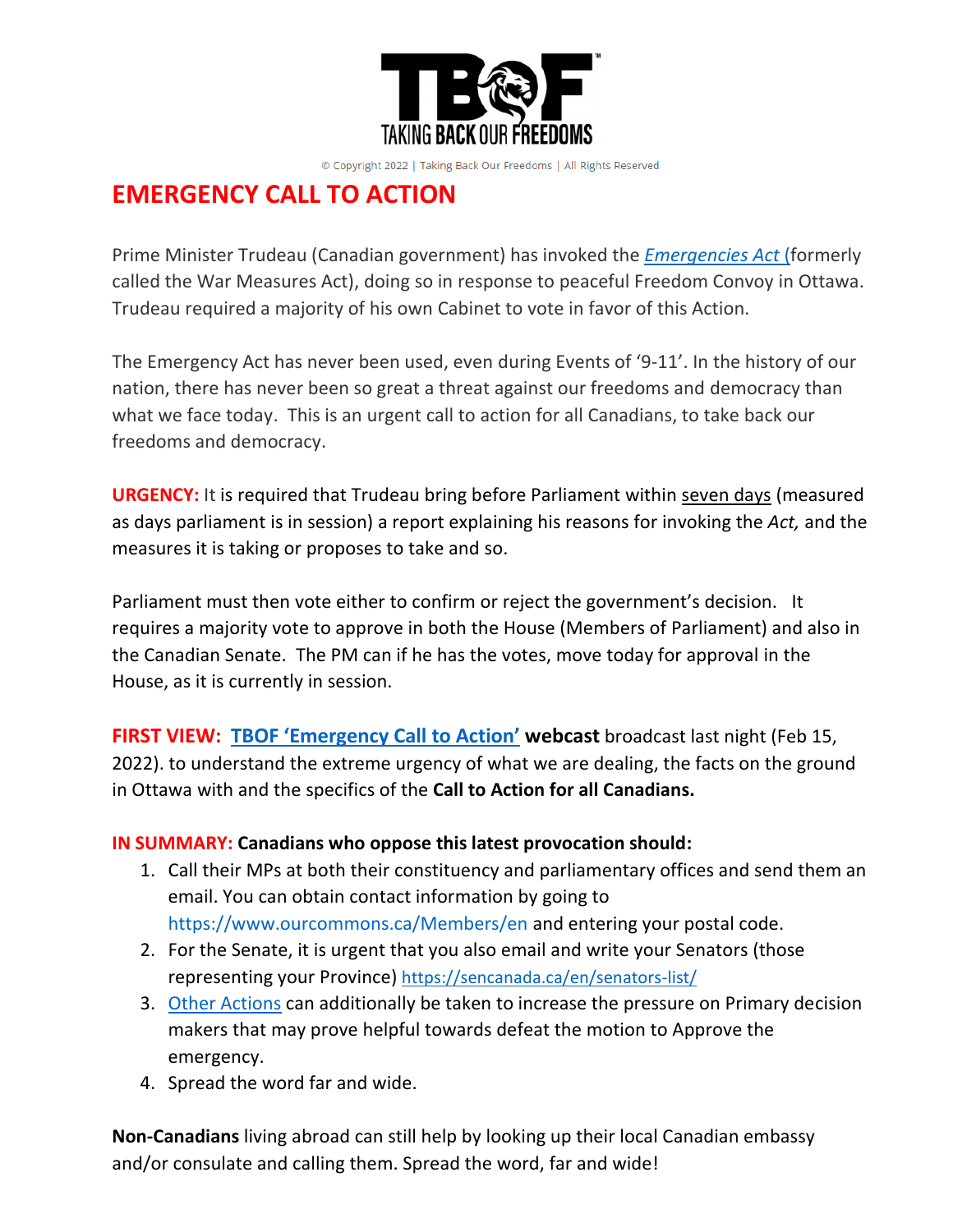**TBOF**
**TAKING BACK OUR FREEDOMS**

© Copyright 2022 | Taking Back Our Freedoms | All Rights Reserved

# EMERGENCY CALL TO ACTION

Prime Minister Trudeau (Canadian government) has invoked the *Emergencies Act* (formerly called the War Measures Act), doing so in response to peaceful Freedom Convoy in Ottawa. Trudeau required a majority of his own Cabinet to vote in favor of this Action.

The Emergency Act has never been used, even during Events of '9-11'. In the history of our nation, there has never been so great a threat against our freedoms and democracy than what we face today. This is an urgent call to action for all Canadians, to take back our freedoms and democracy.

**URGENCY:** It is required that Trudeau bring before Parliament within seven days (measured as days parliament is in session) a report explaining his reasons for invoking the *Act,* and the measures it is taking or proposes to take and so.

Parliament must then vote either to confirm or reject the government's decision. It requires a majority vote to approve in both the House (Members of Parliament) and also in the Canadian Senate. The PM can if he has the votes, move today for approval in the House, as it is currently in session.

**FIRST VIEW:** **TBOF 'Emergency Call to Action'** **webcast** broadcast last night (Feb 15, 2022). to understand the extreme urgency of what we are dealing, the facts on the ground in Ottawa with and the specifics of the **Call to Action for all Canadians.**

**IN SUMMARY:** **Canadians who oppose this latest provocation should:**

1. Call their MPs at both their constituency and parliamentary offices and send them an email. You can obtain contact information by going to https://www.ourcommons.ca/Members/en and entering your postal code.
2. For the Senate, it is urgent that you also email and write your Senators (those representing your Province) https://sencanada.ca/en/senators-list/
3. Other Actions can additionally be taken to increase the pressure on Primary decision makers that may prove helpful towards defeat the motion to Approve the emergency.
4. Spread the word far and wide.

**Non-Canadians** living abroad can still help by looking up their local Canadian embassy and/or consulate and calling them. Spread the word, far and wide!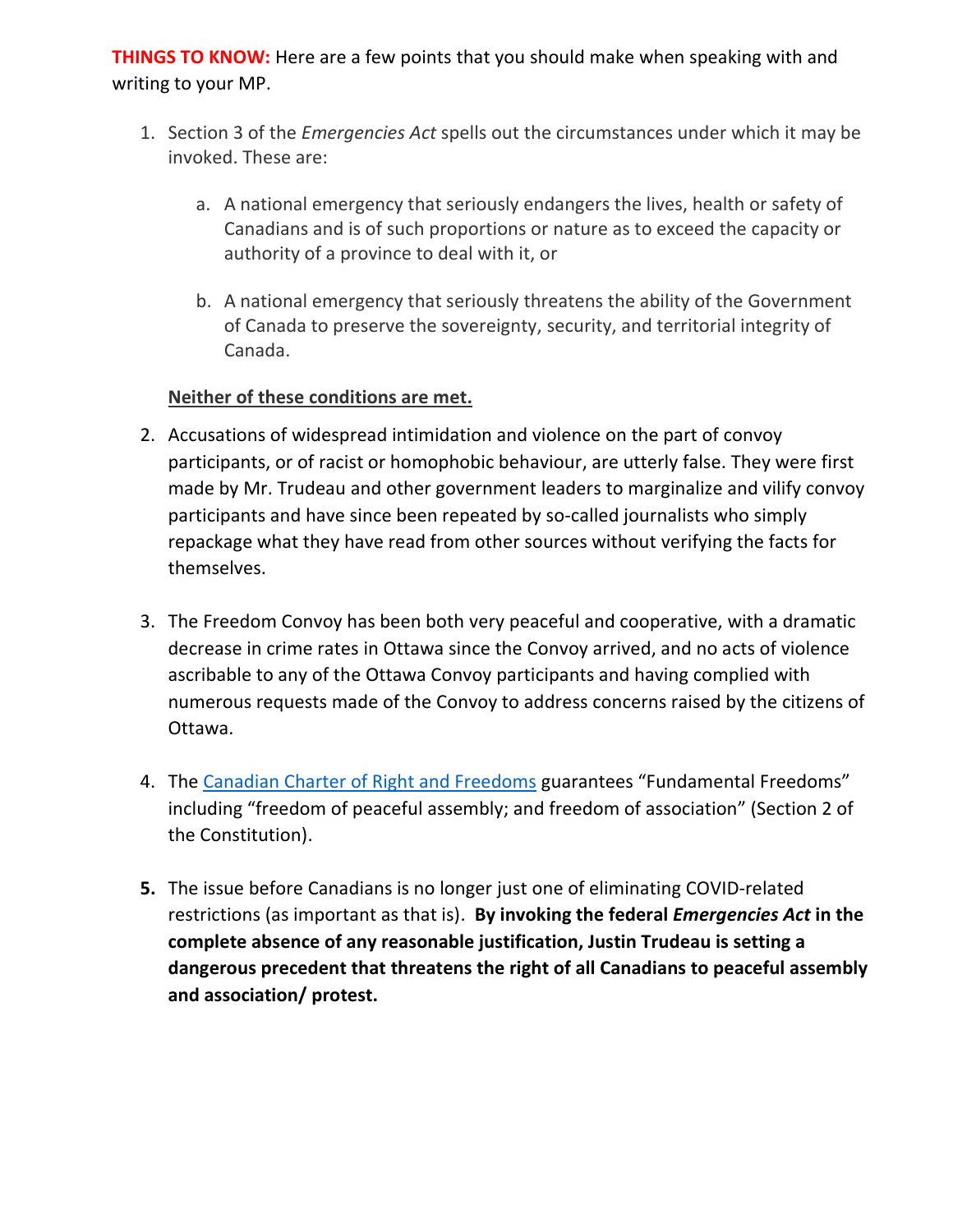**THINGS TO KNOW:** Here are a few points that you should make when speaking with and writing to your MP.

1. Section 3 of the *Emergencies Act* spells out the circumstances under which it may be invoked. These are:

   a. A national emergency that seriously endangers the lives, health or safety of Canadians and is of such proportions or nature as to exceed the capacity or authority of a province to deal with it, or

   b. A national emergency that seriously threatens the ability of the Government of Canada to preserve the sovereignty, security, and territorial integrity of Canada.

   **Neither of these conditions are met.**

2. Accusations of widespread intimidation and violence on the part of convoy participants, or of racist or homophobic behaviour, are utterly false. They were first made by Mr. Trudeau and other government leaders to marginalize and vilify convoy participants and have since been repeated by so-called journalists who simply repackage what they have read from other sources without verifying the facts for themselves.

3. The Freedom Convoy has been both very peaceful and cooperative, with a dramatic decrease in crime rates in Ottawa since the Convoy arrived, and no acts of violence ascribable to any of the Ottawa Convoy participants and having complied with numerous requests made of the Convoy to address concerns raised by the citizens of Ottawa.

4. The [Canadian Charter of Right and Freedoms] guarantees "Fundamental Freedoms" including "freedom of peaceful assembly; and freedom of association" (Section 2 of the Constitution).

5. The issue before Canadians is no longer just one of eliminating COVID-related restrictions (as important as that is). **By invoking the federal *Emergencies Act* in the complete absence of any reasonable justification, Justin Trudeau is setting a dangerous precedent that threatens the right of all Canadians to peaceful assembly and association/ protest.**